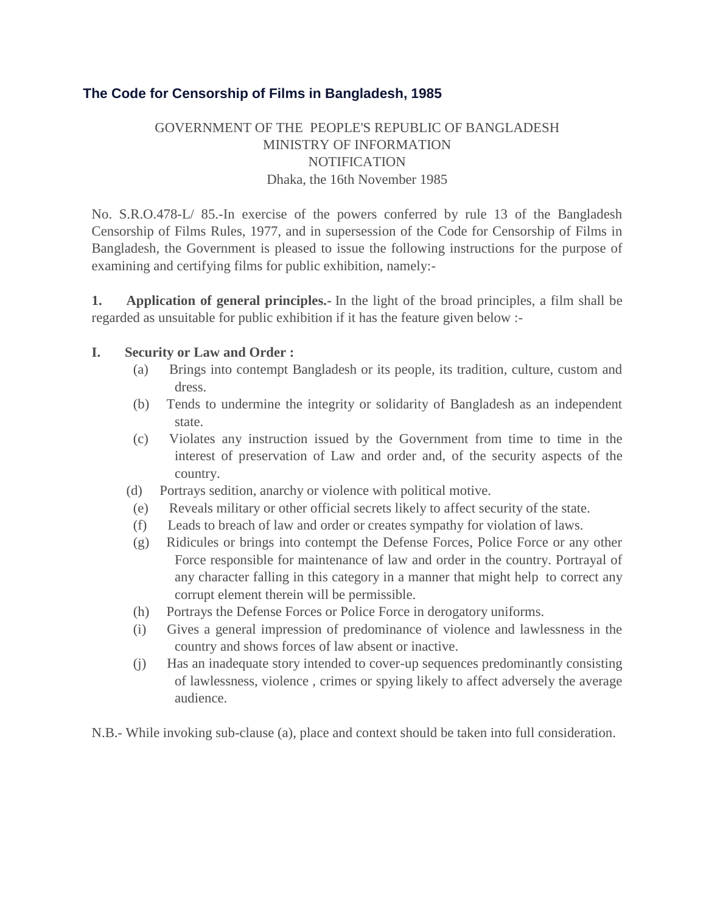## The Code for Censorship of Films in Bangladesh, 1985

GOVERNMENT OF THE PEOPLE'S REPUBLIC OF BANGLADESH
MINISTRY OF INFORMATION
NOTIFICATION
Dhaka, the 16th November 1985

No. S.R.O.478-L/ 85.-In exercise of the powers conferred by rule 13 of the Bangladesh Censorship of Films Rules, 1977, and in supersession of the Code for Censorship of Films in Bangladesh, the Government is pleased to issue the following instructions for the purpose of examining and certifying films for public exhibition, namely:-

**1. Application of general principles.-** In the light of the broad principles, a film shall be regarded as unsuitable for public exhibition if it has the feature given below :-

**I. Security or Law and Order :**

(a) Brings into contempt Bangladesh or its people, its tradition, culture, custom and dress.

(b) Tends to undermine the integrity or solidarity of Bangladesh as an independent state.

(c) Violates any instruction issued by the Government from time to time in the interest of preservation of Law and order and, of the security aspects of the country.

(d) Portrays sedition, anarchy or violence with political motive.

(e) Reveals military or other official secrets likely to affect security of the state.

(f) Leads to breach of law and order or creates sympathy for violation of laws.

(g) Ridicules or brings into contempt the Defense Forces, Police Force or any other Force responsible for maintenance of law and order in the country. Portrayal of any character falling in this category in a manner that might help to correct any corrupt element therein will be permissible.

(h) Portrays the Defense Forces or Police Force in derogatory uniforms.

(i) Gives a general impression of predominance of violence and lawlessness in the country and shows forces of law absent or inactive.

(j) Has an inadequate story intended to cover-up sequences predominantly consisting of lawlessness, violence , crimes or spying likely to affect adversely the average audience.

N.B.- While invoking sub-clause (a), place and context should be taken into full consideration.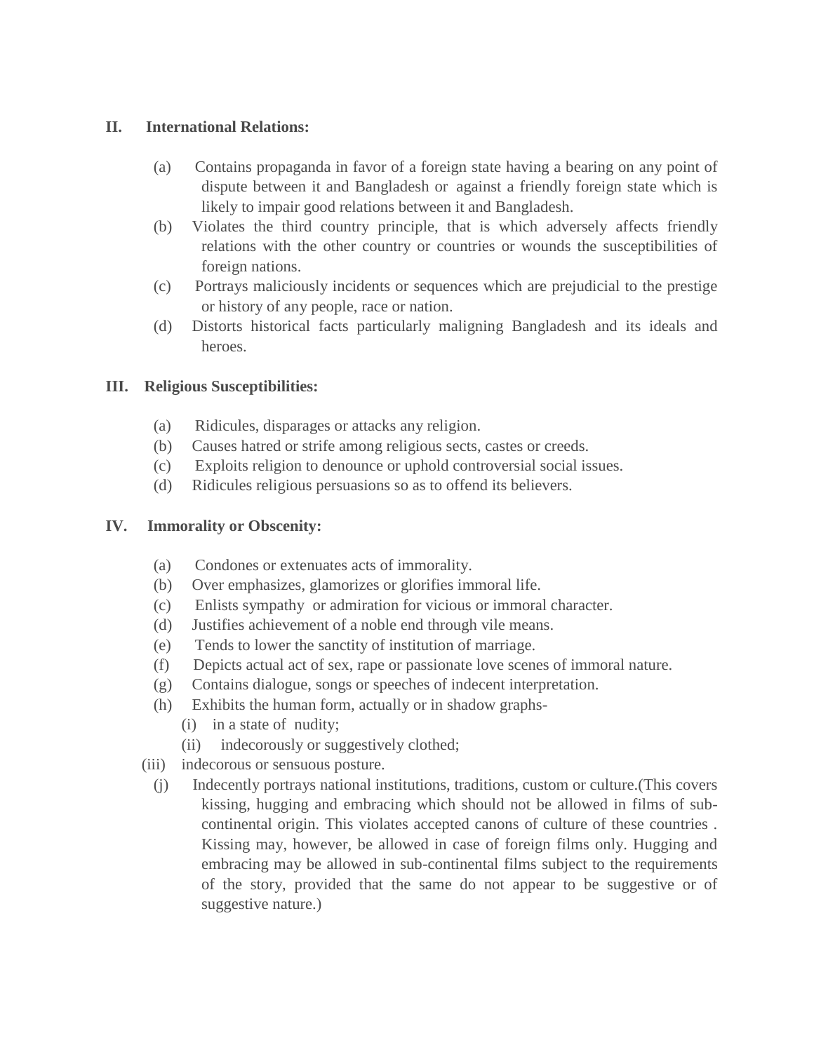**II. International Relations:**

(a) Contains propaganda in favor of a foreign state having a bearing on any point of dispute between it and Bangladesh or against a friendly foreign state which is likely to impair good relations between it and Bangladesh.

(b) Violates the third country principle, that is which adversely affects friendly relations with the other country or countries or wounds the susceptibilities of foreign nations.

(c) Portrays maliciously incidents or sequences which are prejudicial to the prestige or history of any people, race or nation.

(d) Distorts historical facts particularly maligning Bangladesh and its ideals and heroes.

**III. Religious Susceptibilities:**

(a) Ridicules, disparages or attacks any religion.

(b) Causes hatred or strife among religious sects, castes or creeds.

(c) Exploits religion to denounce or uphold controversial social issues.

(d) Ridicules religious persuasions so as to offend its believers.

**IV. Immorality or Obscenity:**

(a) Condones or extenuates acts of immorality.

(b) Over emphasizes, glamorizes or glorifies immoral life.

(c) Enlists sympathy or admiration for vicious or immoral character.

(d) Justifies achievement of a noble end through vile means.

(e) Tends to lower the sanctity of institution of marriage.

(f) Depicts actual act of sex, rape or passionate love scenes of immoral nature.

(g) Contains dialogue, songs or speeches of indecent interpretation.

(h) Exhibits the human form, actually or in shadow graphs-

(i) in a state of nudity;

(ii) indecorously or suggestively clothed;

(iii) indecorous or sensuous posture.

(j) Indecently portrays national institutions, traditions, custom or culture.(This covers kissing, hugging and embracing which should not be allowed in films of sub-continental origin. This violates accepted canons of culture of these countries . Kissing may, however, be allowed in case of foreign films only. Hugging and embracing may be allowed in sub-continental films subject to the requirements of the story, provided that the same do not appear to be suggestive or of suggestive nature.)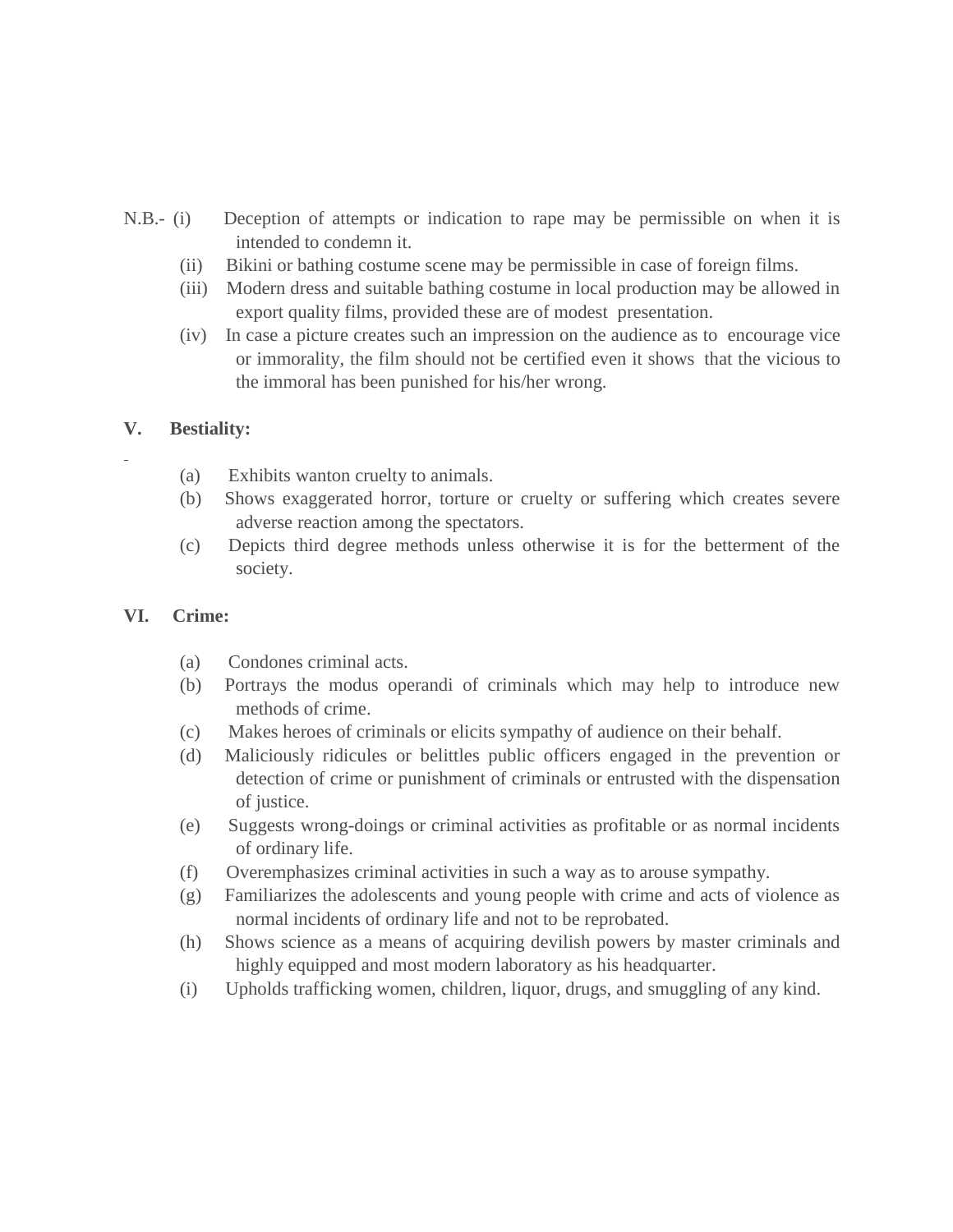N.B.- (i) Deception of attempts or indication to rape may be permissible on when it is intended to condemn it.

(ii) Bikini or bathing costume scene may be permissible in case of foreign films.

(iii) Modern dress and suitable bathing costume in local production may be allowed in export quality films, provided these are of modest presentation.

(iv) In case a picture creates such an impression on the audience as to encourage vice or immorality, the film should not be certified even it shows that the vicious to the immoral has been punished for his/her wrong.

**V. Bestiality:**

(a) Exhibits wanton cruelty to animals.

(b) Shows exaggerated horror, torture or cruelty or suffering which creates severe adverse reaction among the spectators.

(c) Depicts third degree methods unless otherwise it is for the betterment of the society.

**VI. Crime:**

(a) Condones criminal acts.

(b) Portrays the modus operandi of criminals which may help to introduce new methods of crime.

(c) Makes heroes of criminals or elicits sympathy of audience on their behalf.

(d) Maliciously ridicules or belittles public officers engaged in the prevention or detection of crime or punishment of criminals or entrusted with the dispensation of justice.

(e) Suggests wrong-doings or criminal activities as profitable or as normal incidents of ordinary life.

(f) Overemphasizes criminal activities in such a way as to arouse sympathy.

(g) Familiarizes the adolescents and young people with crime and acts of violence as normal incidents of ordinary life and not to be reprobated.

(h) Shows science as a means of acquiring devilish powers by master criminals and highly equipped and most modern laboratory as his headquarter.

(i) Upholds trafficking women, children, liquor, drugs, and smuggling of any kind.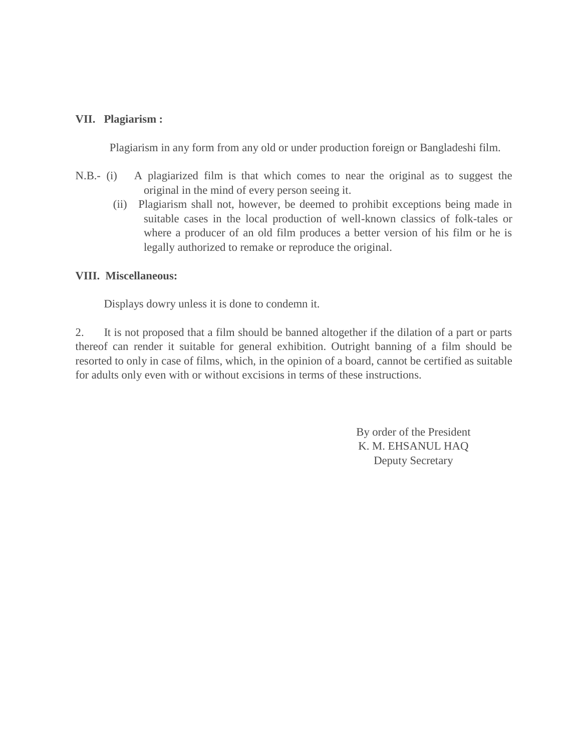**VII. Plagiarism :**

Plagiarism in any form from any old or under production foreign or Bangladeshi film.

N.B.- (i) A plagiarized film is that which comes to near the original as to suggest the original in the mind of every person seeing it.

(ii) Plagiarism shall not, however, be deemed to prohibit exceptions being made in suitable cases in the local production of well-known classics of folk-tales or where a producer of an old film produces a better version of his film or he is legally authorized to remake or reproduce the original.

**VIII. Miscellaneous:**

Displays dowry unless it is done to condemn it.

2. It is not proposed that a film should be banned altogether if the dilation of a part or parts thereof can render it suitable for general exhibition. Outright banning of a film should be resorted to only in case of films, which, in the opinion of a board, cannot be certified as suitable for adults only even with or without excisions in terms of these instructions.

By order of the President
K. M. EHSANUL HAQ
Deputy Secretary